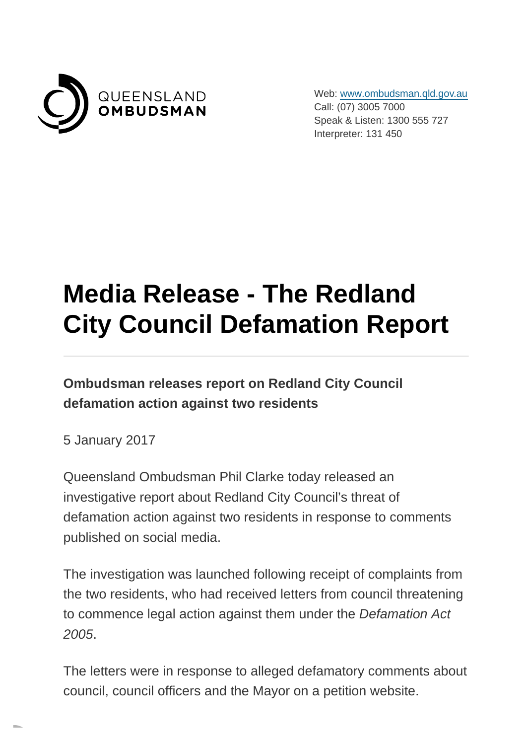QUEENSLAND OMBUDSMAN

Web: www.ombudsman.qld.gov.au
Call: (07) 3005 7000
Speak & Listen: 1300 555 727
Interpreter: 131 450

# Media Release - The Redland City Council Defamation Report

**Ombudsman releases report on Redland City Council defamation action against two residents**

5 January 2017

Queensland Ombudsman Phil Clarke today released an investigative report about Redland City Council's threat of defamation action against two residents in response to comments published on social media.

The investigation was launched following receipt of complaints from the two residents, who had received letters from council threatening to commence legal action against them under the *Defamation Act 2005*.

The letters were in response to alleged defamatory comments about council, council officers and the Mayor on a petition website.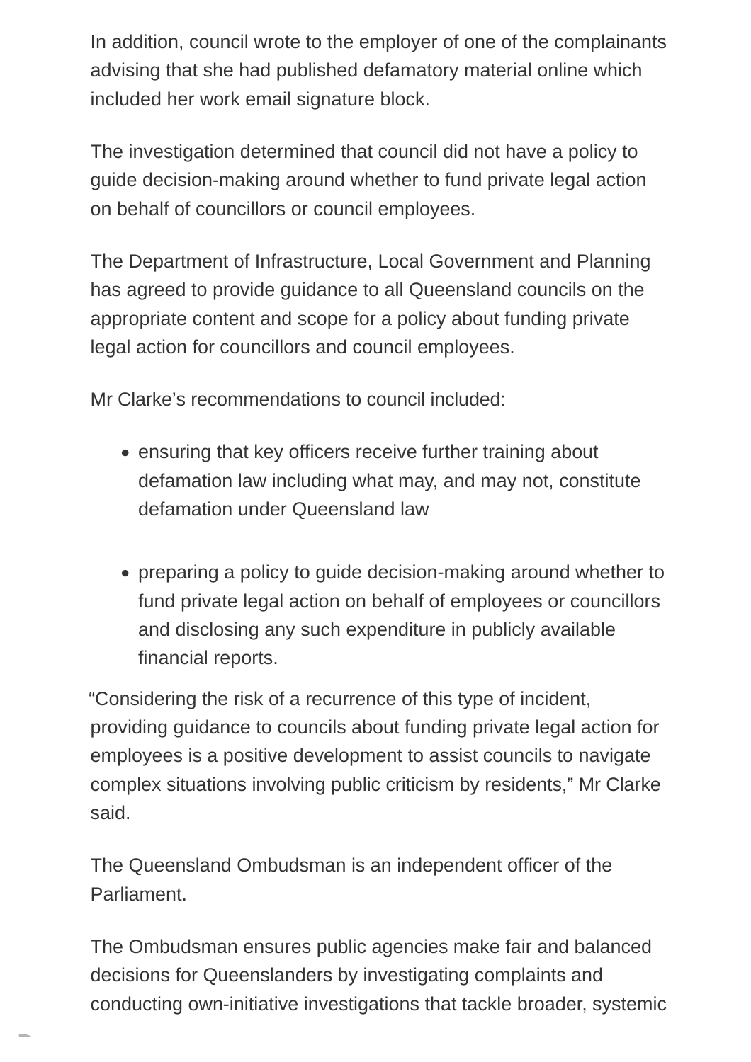In addition, council wrote to the employer of one of the complainants advising that she had published defamatory material online which included her work email signature block.

The investigation determined that council did not have a policy to guide decision-making around whether to fund private legal action on behalf of councillors or council employees.

The Department of Infrastructure, Local Government and Planning has agreed to provide guidance to all Queensland councils on the appropriate content and scope for a policy about funding private legal action for councillors and council employees.

Mr Clarke's recommendations to council included:

- ensuring that key officers receive further training about defamation law including what may, and may not, constitute defamation under Queensland law

- preparing a policy to guide decision-making around whether to fund private legal action on behalf of employees or councillors and disclosing any such expenditure in publicly available financial reports.

"Considering the risk of a recurrence of this type of incident, providing guidance to councils about funding private legal action for employees is a positive development to assist councils to navigate complex situations involving public criticism by residents," Mr Clarke said.

The Queensland Ombudsman is an independent officer of the Parliament.

The Ombudsman ensures public agencies make fair and balanced decisions for Queenslanders by investigating complaints and conducting own-initiative investigations that tackle broader, systemic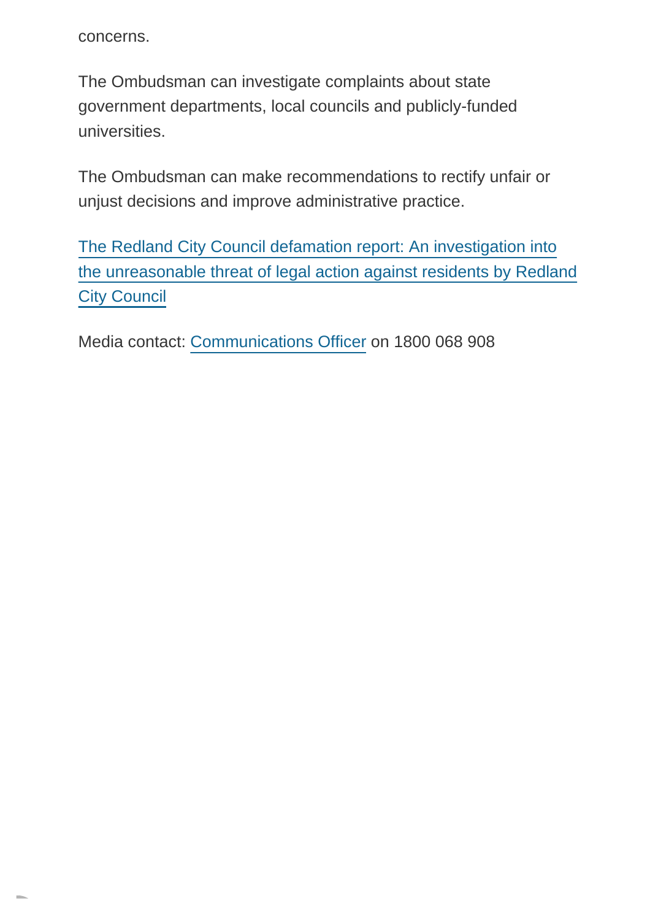concerns.

The Ombudsman can investigate complaints about state government departments, local councils and publicly-funded universities.

The Ombudsman can make recommendations to rectify unfair or unjust decisions and improve administrative practice.

The Redland City Council defamation report: An investigation into the unreasonable threat of legal action against residents by Redland City Council

Media contact: Communications Officer on 1800 068 908